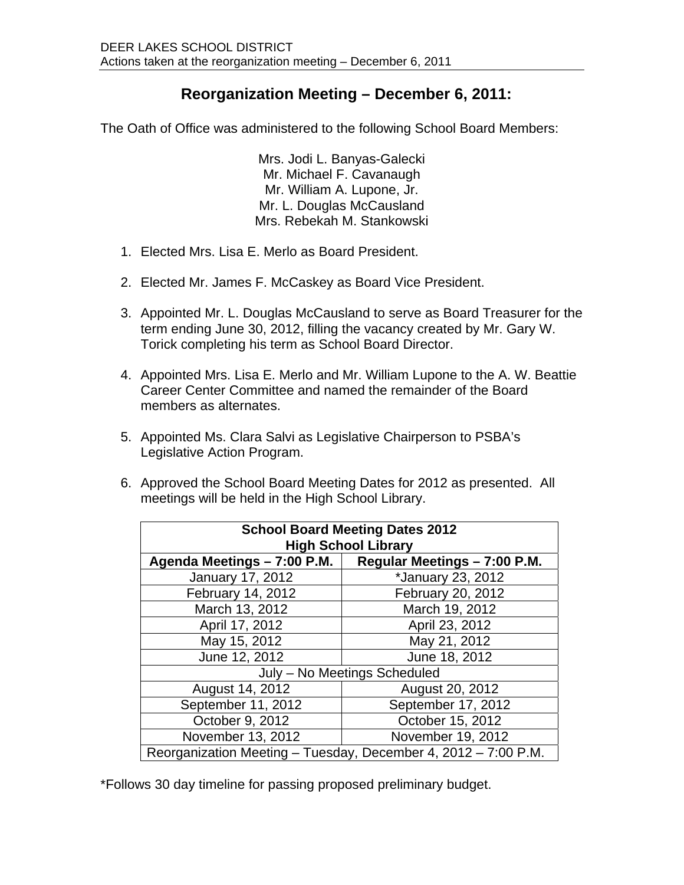# Reorganization Meeting – December 6, 2011:

The Oath of Office was administered to the following School Board Members:

Mrs. Jodi L. Banyas-Galecki
Mr. Michael F. Cavanaugh
Mr. William A. Lupone, Jr.
Mr. L. Douglas McCausland
Mrs. Rebekah M. Stankowski

1. Elected Mrs. Lisa E. Merlo as Board President.

2. Elected Mr. James F. McCaskey as Board Vice President.

3. Appointed Mr. L. Douglas McCausland to serve as Board Treasurer for the term ending June 30, 2012, filling the vacancy created by Mr. Gary W. Torick completing his term as School Board Director.

4. Appointed Mrs. Lisa E. Merlo and Mr. William Lupone to the A. W. Beattie Career Center Committee and named the remainder of the Board members as alternates.

5. Appointed Ms. Clara Salvi as Legislative Chairperson to PSBA's Legislative Action Program.

6. Approved the School Board Meeting Dates for 2012 as presented. All meetings will be held in the High School Library.

| **School Board Meeting Dates 2012 High School Library** | |
|---|---|
| **Agenda Meetings – 7:00 P.M.** | **Regular Meetings – 7:00 P.M.** |
| January 17, 2012 | *January 23, 2012 |
| February 14, 2012 | February 20, 2012 |
| March 13, 2012 | March 19, 2012 |
| April 17, 2012 | April 23, 2012 |
| May 15, 2012 | May 21, 2012 |
| June 12, 2012 | June 18, 2012 |
| July – No Meetings Scheduled | |
| August 14, 2012 | August 20, 2012 |
| September 11, 2012 | September 17, 2012 |
| October 9, 2012 | October 15, 2012 |
| November 13, 2012 | November 19, 2012 |
| Reorganization Meeting – Tuesday, December 4, 2012 – 7:00 P.M. | |

*Follows 30 day timeline for passing proposed preliminary budget.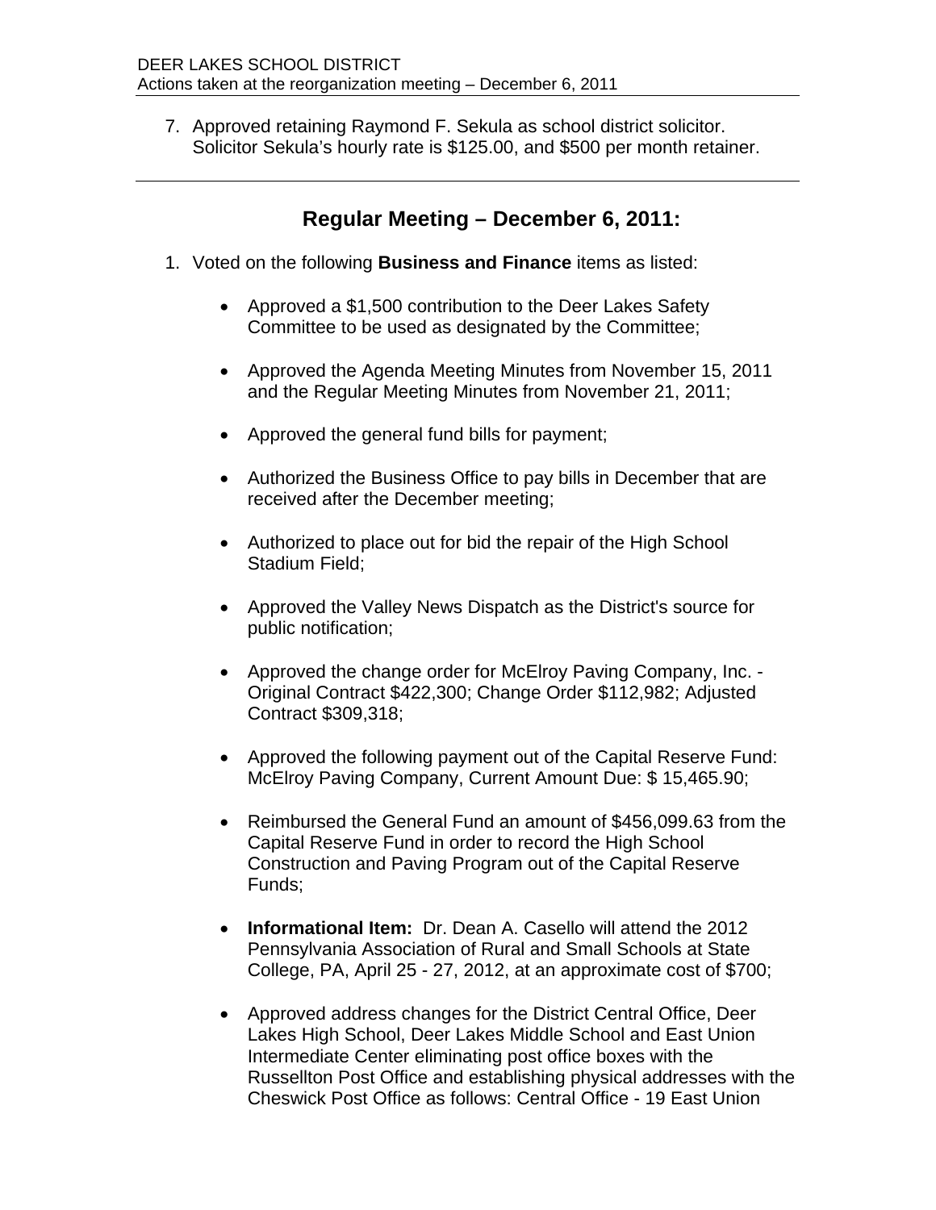7. Approved retaining Raymond F. Sekula as school district solicitor. Solicitor Sekula's hourly rate is $125.00, and $500 per month retainer.

---

## Regular Meeting – December 6, 2011:

1. Voted on the following **Business and Finance** items as listed:

   - Approved a $1,500 contribution to the Deer Lakes Safety Committee to be used as designated by the Committee;

   - Approved the Agenda Meeting Minutes from November 15, 2011 and the Regular Meeting Minutes from November 21, 2011;

   - Approved the general fund bills for payment;

   - Authorized the Business Office to pay bills in December that are received after the December meeting;

   - Authorized to place out for bid the repair of the High School Stadium Field;

   - Approved the Valley News Dispatch as the District's source for public notification;

   - Approved the change order for McElroy Paving Company, Inc. - Original Contract $422,300; Change Order $112,982; Adjusted Contract $309,318;

   - Approved the following payment out of the Capital Reserve Fund: McElroy Paving Company, Current Amount Due: $ 15,465.90;

   - Reimbursed the General Fund an amount of $456,099.63 from the Capital Reserve Fund in order to record the High School Construction and Paving Program out of the Capital Reserve Funds;

   - **Informational Item:** Dr. Dean A. Casello will attend the 2012 Pennsylvania Association of Rural and Small Schools at State College, PA, April 25 - 27, 2012, at an approximate cost of $700;

   - Approved address changes for the District Central Office, Deer Lakes High School, Deer Lakes Middle School and East Union Intermediate Center eliminating post office boxes with the Russellton Post Office and establishing physical addresses with the Cheswick Post Office as follows: Central Office - 19 East Union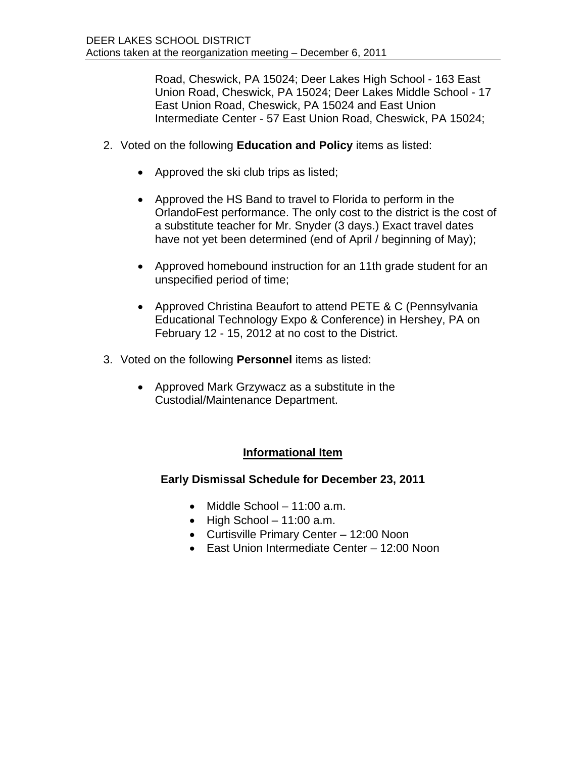Road, Cheswick, PA 15024; Deer Lakes High School - 163 East Union Road, Cheswick, PA 15024; Deer Lakes Middle School - 17 East Union Road, Cheswick, PA 15024 and East Union Intermediate Center - 57 East Union Road, Cheswick, PA 15024;

2. Voted on the following **Education and Policy** items as listed:

   - Approved the ski club trips as listed;
   - Approved the HS Band to travel to Florida to perform in the OrlandoFest performance. The only cost to the district is the cost of a substitute teacher for Mr. Snyder (3 days.) Exact travel dates have not yet been determined (end of April / beginning of May);
   - Approved homebound instruction for an 11th grade student for an unspecified period of time;
   - Approved Christina Beaufort to attend PETE & C (Pennsylvania Educational Technology Expo & Conference) in Hershey, PA on February 12 - 15, 2012 at no cost to the District.

3. Voted on the following **Personnel** items as listed:

   - Approved Mark Grzywacz as a substitute in the Custodial/Maintenance Department.

## Informational Item

### Early Dismissal Schedule for December 23, 2011

- Middle School – 11:00 a.m.
- High School – 11:00 a.m.
- Curtisville Primary Center – 12:00 Noon
- East Union Intermediate Center – 12:00 Noon